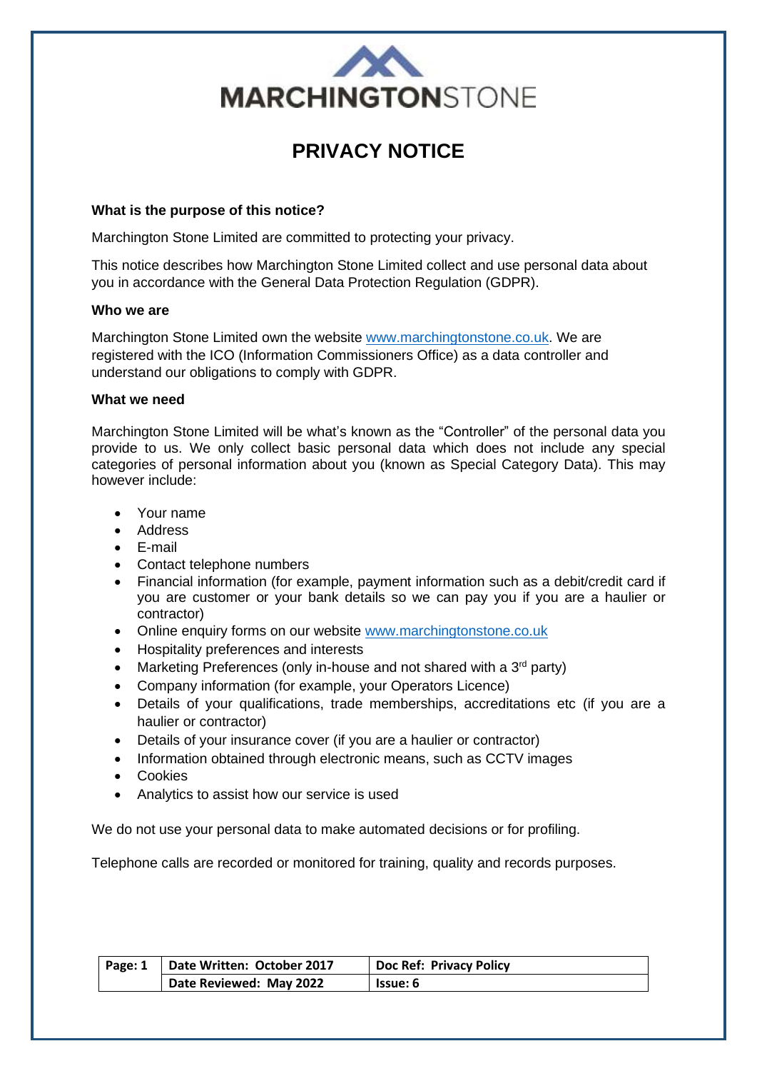MARCHINGTONSTONE

# PRIVACY NOTICE

**What is the purpose of this notice?**

Marchington Stone Limited are committed to protecting your privacy.

This notice describes how Marchington Stone Limited collect and use personal data about you in accordance with the General Data Protection Regulation (GDPR).

**Who we are**

Marchington Stone Limited own the website www.marchingtonstone.co.uk. We are registered with the ICO (Information Commissioners Office) as a data controller and understand our obligations to comply with GDPR.

**What we need**

Marchington Stone Limited will be what's known as the "Controller" of the personal data you provide to us. We only collect basic personal data which does not include any special categories of personal information about you (known as Special Category Data). This may however include:

- Your name
- Address
- E-mail
- Contact telephone numbers
- Financial information (for example, payment information such as a debit/credit card if you are customer or your bank details so we can pay you if you are a haulier or contractor)
- Online enquiry forms on our website www.marchingtonstone.co.uk
- Hospitality preferences and interests
- Marketing Preferences (only in-house and not shared with a 3rd party)
- Company information (for example, your Operators Licence)
- Details of your qualifications, trade memberships, accreditations etc (if you are a haulier or contractor)
- Details of your insurance cover (if you are a haulier or contractor)
- Information obtained through electronic means, such as CCTV images
- Cookies
- Analytics to assist how our service is used

We do not use your personal data to make automated decisions or for profiling.

Telephone calls are recorded or monitored for training, quality and records purposes.

| Page: 1 | Date Written: October 2017 | Doc Ref: Privacy Policy |
|---|---|---|
| | Date Reviewed: May 2022 | Issue: 6 |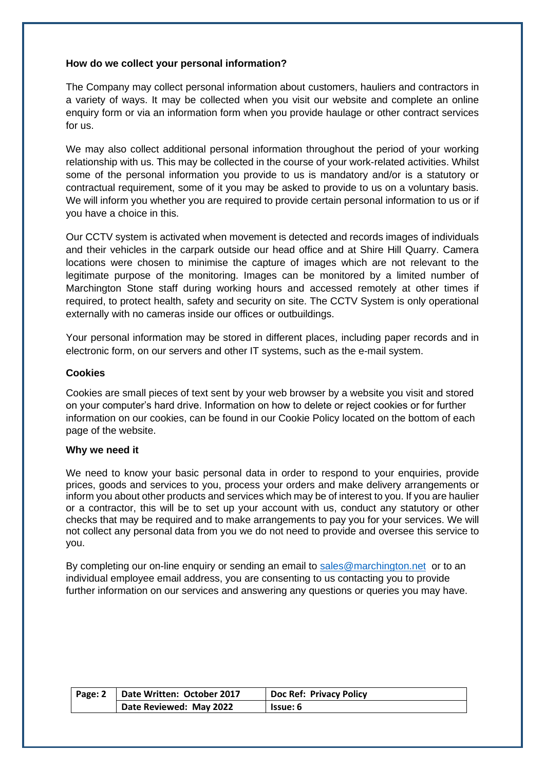**How do we collect your personal information?**

The Company may collect personal information about customers, hauliers and contractors in a variety of ways. It may be collected when you visit our website and complete an online enquiry form or via an information form when you provide haulage or other contract services for us.

We may also collect additional personal information throughout the period of your working relationship with us. This may be collected in the course of your work-related activities. Whilst some of the personal information you provide to us is mandatory and/or is a statutory or contractual requirement, some of it you may be asked to provide to us on a voluntary basis. We will inform you whether you are required to provide certain personal information to us or if you have a choice in this.

Our CCTV system is activated when movement is detected and records images of individuals and their vehicles in the carpark outside our head office and at Shire Hill Quarry. Camera locations were chosen to minimise the capture of images which are not relevant to the legitimate purpose of the monitoring. Images can be monitored by a limited number of Marchington Stone staff during working hours and accessed remotely at other times if required, to protect health, safety and security on site. The CCTV System is only operational externally with no cameras inside our offices or outbuildings.

Your personal information may be stored in different places, including paper records and in electronic form, on our servers and other IT systems, such as the e-mail system.

**Cookies**

Cookies are small pieces of text sent by your web browser by a website you visit and stored on your computer's hard drive. Information on how to delete or reject cookies or for further information on our cookies, can be found in our Cookie Policy located on the bottom of each page of the website.

**Why we need it**

We need to know your basic personal data in order to respond to your enquiries, provide prices, goods and services to you, process your orders and make delivery arrangements or inform you about other products and services which may be of interest to you. If you are haulier or a contractor, this will be to set up your account with us, conduct any statutory or other checks that may be required and to make arrangements to pay you for your services. We will not collect any personal data from you we do not need to provide and oversee this service to you.

By completing our on-line enquiry or sending an email to sales@marchington.net or to an individual employee email address, you are consenting to us contacting you to provide further information on our services and answering any questions or queries you may have.

| Page: 2 | Date Written: October 2017 | Doc Ref: Privacy Policy |
|---|---|---|
| | Date Reviewed: May 2022 | Issue: 6 |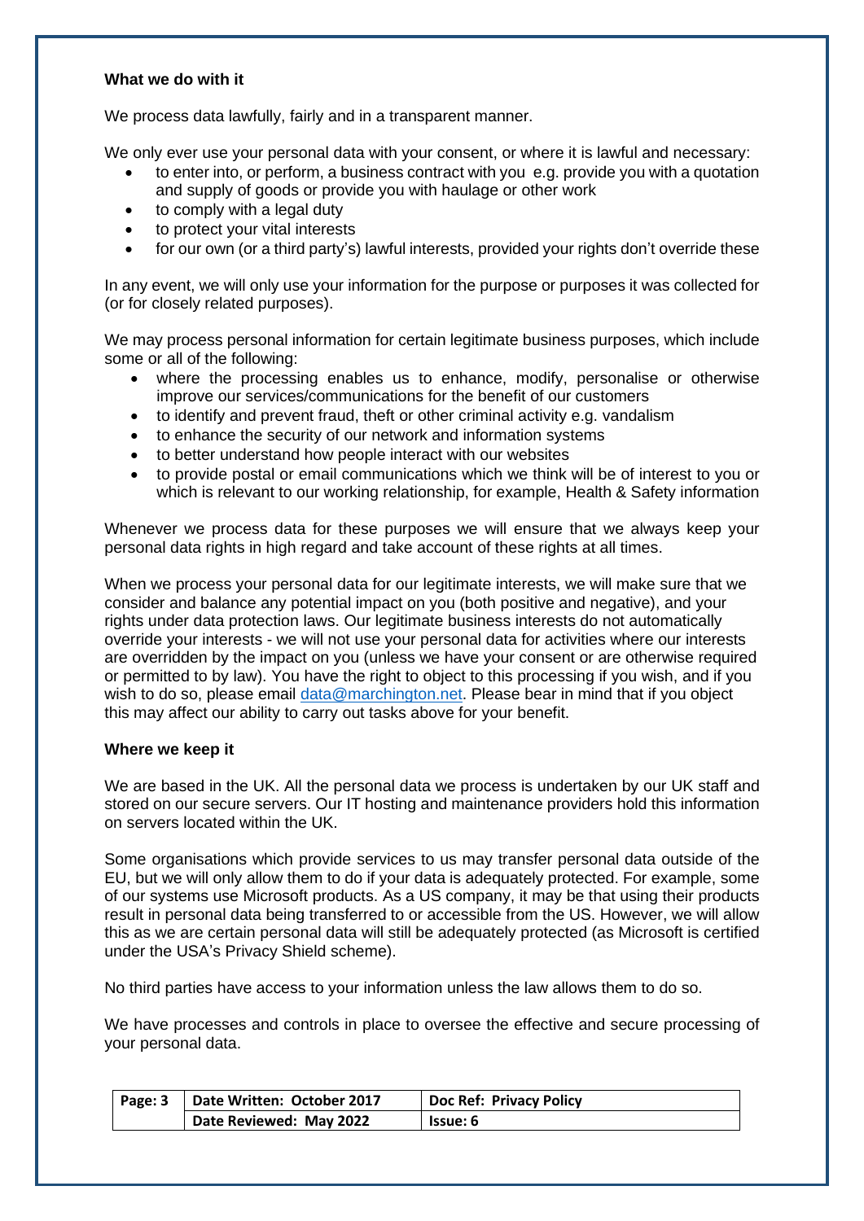**What we do with it**

We process data lawfully, fairly and in a transparent manner.

We only ever use your personal data with your consent, or where it is lawful and necessary:

- to enter into, or perform, a business contract with you e.g. provide you with a quotation and supply of goods or provide you with haulage or other work
- to comply with a legal duty
- to protect your vital interests
- for our own (or a third party's) lawful interests, provided your rights don't override these

In any event, we will only use your information for the purpose or purposes it was collected for (or for closely related purposes).

We may process personal information for certain legitimate business purposes, which include some or all of the following:

- where the processing enables us to enhance, modify, personalise or otherwise improve our services/communications for the benefit of our customers
- to identify and prevent fraud, theft or other criminal activity e.g. vandalism
- to enhance the security of our network and information systems
- to better understand how people interact with our websites
- to provide postal or email communications which we think will be of interest to you or which is relevant to our working relationship, for example, Health & Safety information

Whenever we process data for these purposes we will ensure that we always keep your personal data rights in high regard and take account of these rights at all times.

When we process your personal data for our legitimate interests, we will make sure that we consider and balance any potential impact on you (both positive and negative), and your rights under data protection laws. Our legitimate business interests do not automatically override your interests - we will not use your personal data for activities where our interests are overridden by the impact on you (unless we have your consent or are otherwise required or permitted to by law). You have the right to object to this processing if you wish, and if you wish to do so, please email data@marchington.net. Please bear in mind that if you object this may affect our ability to carry out tasks above for your benefit.

**Where we keep it**

We are based in the UK. All the personal data we process is undertaken by our UK staff and stored on our secure servers. Our IT hosting and maintenance providers hold this information on servers located within the UK.

Some organisations which provide services to us may transfer personal data outside of the EU, but we will only allow them to do if your data is adequately protected. For example, some of our systems use Microsoft products. As a US company, it may be that using their products result in personal data being transferred to or accessible from the US. However, we will allow this as we are certain personal data will still be adequately protected (as Microsoft is certified under the USA's Privacy Shield scheme).

No third parties have access to your information unless the law allows them to do so.

We have processes and controls in place to oversee the effective and secure processing of your personal data.

| Page: 3 | Date Written: October 2017 | Doc Ref: Privacy Policy |
|---|---|---|
| | Date Reviewed: May 2022 | Issue: 6 |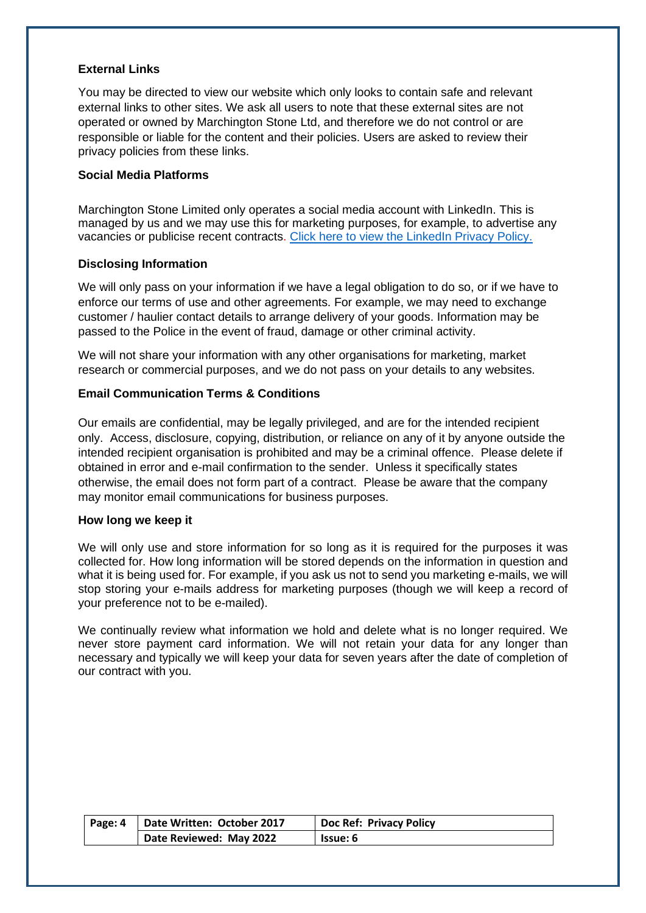**External Links**

You may be directed to view our website which only looks to contain safe and relevant external links to other sites. We ask all users to note that these external sites are not operated or owned by Marchington Stone Ltd, and therefore we do not control or are responsible or liable for the content and their policies. Users are asked to review their privacy policies from these links.

**Social Media Platforms**

Marchington Stone Limited only operates a social media account with LinkedIn. This is managed by us and we may use this for marketing purposes, for example, to advertise any vacancies or publicise recent contracts. Click here to view the LinkedIn Privacy Policy.

**Disclosing Information**

We will only pass on your information if we have a legal obligation to do so, or if we have to enforce our terms of use and other agreements. For example, we may need to exchange customer / haulier contact details to arrange delivery of your goods. Information may be passed to the Police in the event of fraud, damage or other criminal activity.

We will not share your information with any other organisations for marketing, market research or commercial purposes, and we do not pass on your details to any websites.

**Email Communication Terms & Conditions**

Our emails are confidential, may be legally privileged, and are for the intended recipient only. Access, disclosure, copying, distribution, or reliance on any of it by anyone outside the intended recipient organisation is prohibited and may be a criminal offence. Please delete if obtained in error and e-mail confirmation to the sender. Unless it specifically states otherwise, the email does not form part of a contract. Please be aware that the company may monitor email communications for business purposes.

**How long we keep it**

We will only use and store information for so long as it is required for the purposes it was collected for. How long information will be stored depends on the information in question and what it is being used for. For example, if you ask us not to send you marketing e-mails, we will stop storing your e-mails address for marketing purposes (though we will keep a record of your preference not to be e-mailed).

We continually review what information we hold and delete what is no longer required. We never store payment card information. We will not retain your data for any longer than necessary and typically we will keep your data for seven years after the date of completion of our contract with you.

| Page: 4 | Date Written: October 2017 | Doc Ref: Privacy Policy |
|---|---|---|
| | Date Reviewed: May 2022 | Issue: 6 |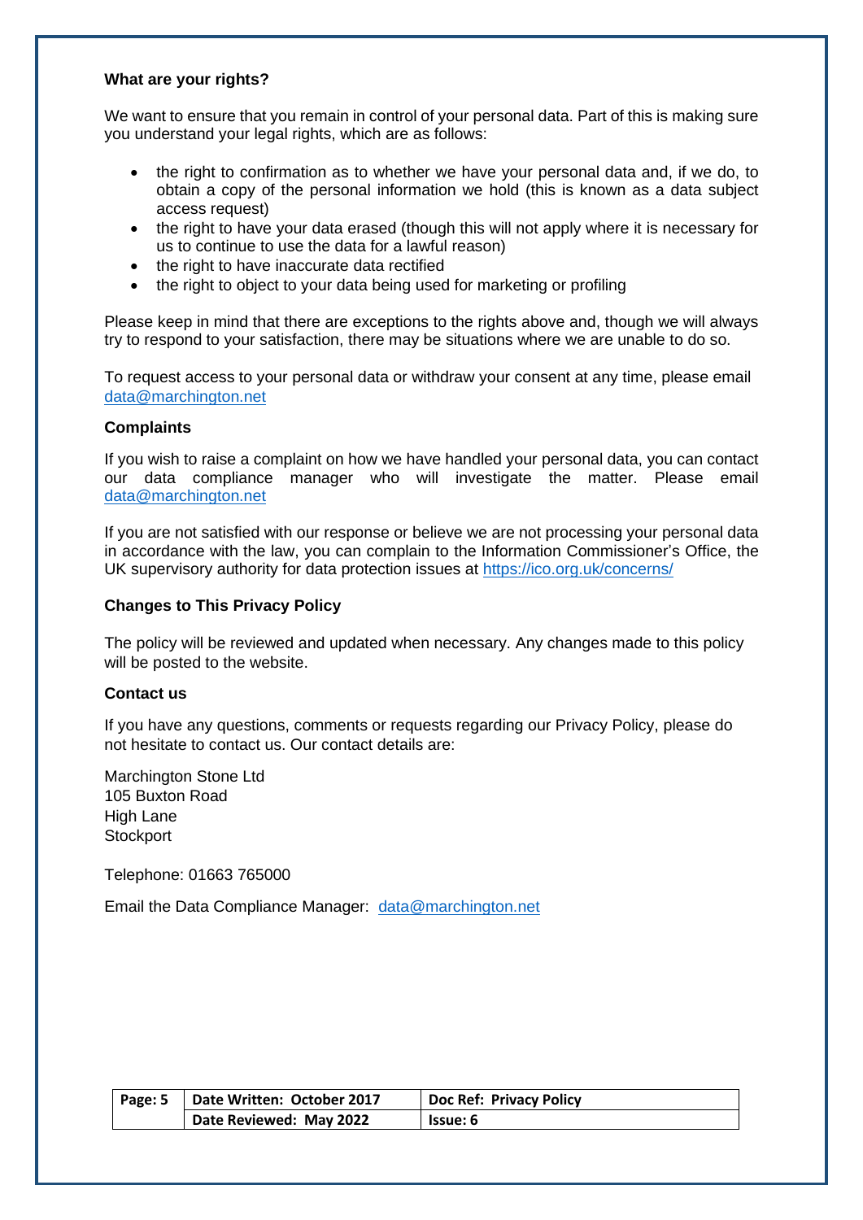**What are your rights?**

We want to ensure that you remain in control of your personal data. Part of this is making sure you understand your legal rights, which are as follows:

- the right to confirmation as to whether we have your personal data and, if we do, to obtain a copy of the personal information we hold (this is known as a data subject access request)
- the right to have your data erased (though this will not apply where it is necessary for us to continue to use the data for a lawful reason)
- the right to have inaccurate data rectified
- the right to object to your data being used for marketing or profiling

Please keep in mind that there are exceptions to the rights above and, though we will always try to respond to your satisfaction, there may be situations where we are unable to do so.

To request access to your personal data or withdraw your consent at any time, please email data@marchington.net

**Complaints**

If you wish to raise a complaint on how we have handled your personal data, you can contact our data compliance manager who will investigate the matter. Please email data@marchington.net

If you are not satisfied with our response or believe we are not processing your personal data in accordance with the law, you can complain to the Information Commissioner's Office, the UK supervisory authority for data protection issues at https://ico.org.uk/concerns/

**Changes to This Privacy Policy**

The policy will be reviewed and updated when necessary. Any changes made to this policy will be posted to the website.

**Contact us**

If you have any questions, comments or requests regarding our Privacy Policy, please do not hesitate to contact us. Our contact details are:

Marchington Stone Ltd
105 Buxton Road
High Lane
Stockport

Telephone: 01663 765000

Email the Data Compliance Manager: data@marchington.net

| | | |
|---|---|---|
| **Page: 5** | **Date Written: October 2017** | **Doc Ref: Privacy Policy** |
| | **Date Reviewed: May 2022** | **Issue: 6** |